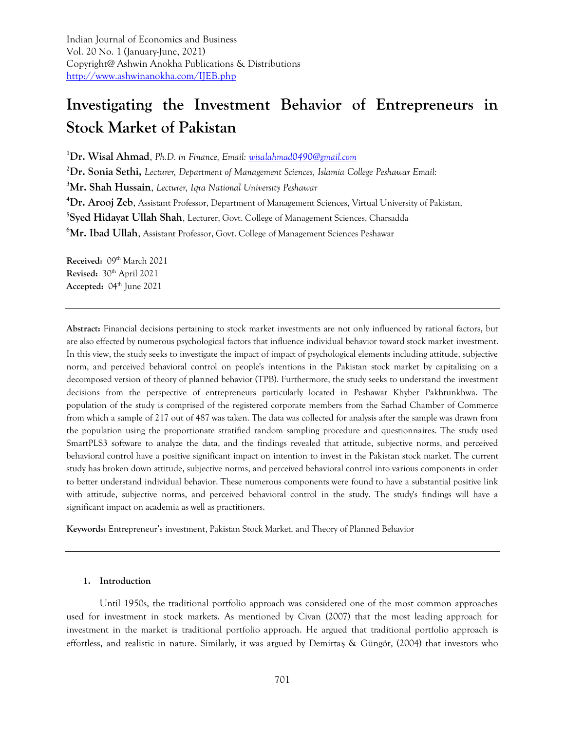Indian Journal of Economics and Business
Vol. 20 No. 1 (January-June, 2021)
Copyright@ Ashwin Anokha Publications & Distributions
http://www.ashwinanokha.com/IJEB.php

# Investigating the Investment Behavior of Entrepreneurs in Stock Market of Pakistan

[1]**Dr. Wisal Ahmad**, *Ph.D. in Finance, Email: wisalahmad0490@gmail.com*
[2]**Dr. Sonia Sethi,** *Lecturer, Department of Management Sciences, Islamia College Peshawar Email:*
[3]**Mr. Shah Hussain**, *Lecturer, Iqra National University Peshawar*
[4]**Dr. Arooj Zeb**, Assistant Professor, Department of Management Sciences, Virtual University of Pakistan,
[5]**Syed Hidayat Ullah Shah**, Lecturer, Govt. College of Management Sciences, Charsadda
[6]**Mr. Ibad Ullah**, Assistant Professor, Govt. College of Management Sciences Peshawar

**Received:** 09th March 2021
**Revised:** 30th April 2021
**Accepted:** 04th June 2021

---

**Abstract:** Financial decisions pertaining to stock market investments are not only influenced by rational factors, but are also effected by numerous psychological factors that influence individual behavior toward stock market investment. In this view, the study seeks to investigate the impact of impact of psychological elements including attitude, subjective norm, and perceived behavioral control on people's intentions in the Pakistan stock market by capitalizing on a decomposed version of theory of planned behavior (TPB). Furthermore, the study seeks to understand the investment decisions from the perspective of entrepreneurs particularly located in Peshawar Khyber Pakhtunkhwa. The population of the study is comprised of the registered corporate members from the Sarhad Chamber of Commerce from which a sample of 217 out of 487 was taken. The data was collected for analysis after the sample was drawn from the population using the proportionate stratified random sampling procedure and questionnaires. The study used SmartPLS3 software to analyze the data, and the findings revealed that attitude, subjective norms, and perceived behavioral control have a positive significant impact on intention to invest in the Pakistan stock market. The current study has broken down attitude, subjective norms, and perceived behavioral control into various components in order to better understand individual behavior. These numerous components were found to have a substantial positive link with attitude, subjective norms, and perceived behavioral control in the study. The study's findings will have a significant impact on academia as well as practitioners.

**Keywords:** Entrepreneur's investment, Pakistan Stock Market, and Theory of Planned Behavior

---

## 1. Introduction

Until 1950s, the traditional portfolio approach was considered one of the most common approaches used for investment in stock markets. As mentioned by Civan (2007) that the most leading approach for investment in the market is traditional portfolio approach. He argued that traditional portfolio approach is effortless, and realistic in nature. Similarly, it was argued by Demirtaş & Güngör, (2004) that investors who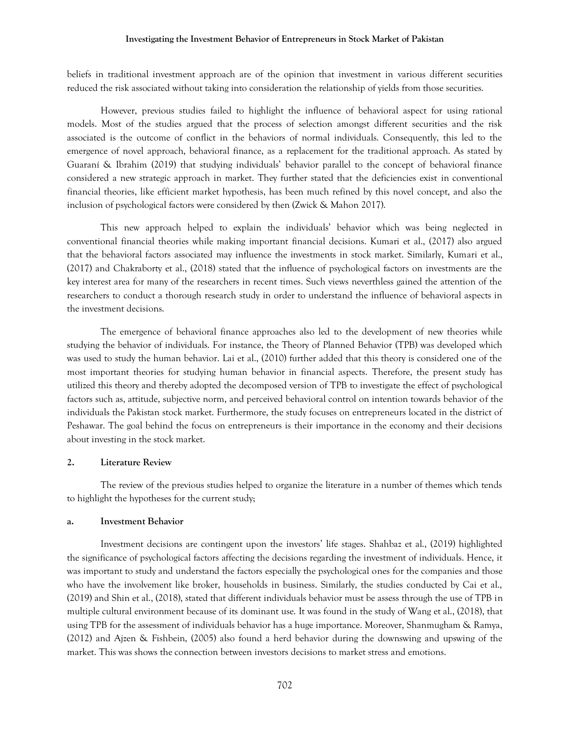beliefs in traditional investment approach are of the opinion that investment in various different securities reduced the risk associated without taking into consideration the relationship of yields from those securities.

However, previous studies failed to highlight the influence of behavioral aspect for using rational models. Most of the studies argued that the process of selection amongst different securities and the risk associated is the outcome of conflict in the behaviors of normal individuals. Consequently, this led to the emergence of novel approach, behavioral finance, as a replacement for the traditional approach. As stated by Guaraní & Ibrahim (2019) that studying individuals' behavior parallel to the concept of behavioral finance considered a new strategic approach in market. They further stated that the deficiencies exist in conventional financial theories, like efficient market hypothesis, has been much refined by this novel concept, and also the inclusion of psychological factors were considered by then (Zwick & Mahon 2017).

This new approach helped to explain the individuals' behavior which was being neglected in conventional financial theories while making important financial decisions. Kumari et al., (2017) also argued that the behavioral factors associated may influence the investments in stock market. Similarly, Kumari et al., (2017) and Chakraborty et al., (2018) stated that the influence of psychological factors on investments are the key interest area for many of the researchers in recent times. Such views neverthless gained the attention of the researchers to conduct a thorough research study in order to understand the influence of behavioral aspects in the investment decisions.

The emergence of behavioral finance approaches also led to the development of new theories while studying the behavior of individuals. For instance, the Theory of Planned Behavior (TPB) was developed which was used to study the human behavior. Lai et al., (2010) further added that this theory is considered one of the most important theories for studying human behavior in financial aspects. Therefore, the present study has utilized this theory and thereby adopted the decomposed version of TPB to investigate the effect of psychological factors such as, attitude, subjective norm, and perceived behavioral control on intention towards behavior of the individuals the Pakistan stock market. Furthermore, the study focuses on entrepreneurs located in the district of Peshawar. The goal behind the focus on entrepreneurs is their importance in the economy and their decisions about investing in the stock market.

## 2. Literature Review

The review of the previous studies helped to organize the literature in a number of themes which tends to highlight the hypotheses for the current study;

### a. Investment Behavior

Investment decisions are contingent upon the investors' life stages. Shahbaz et al., (2019) highlighted the significance of psychological factors affecting the decisions regarding the investment of individuals. Hence, it was important to study and understand the factors especially the psychological ones for the companies and those who have the involvement like broker, households in business. Similarly, the studies conducted by Cai et al., (2019) and Shin et al., (2018), stated that different individuals behavior must be assess through the use of TPB in multiple cultural environment because of its dominant use. It was found in the study of Wang et al., (2018), that using TPB for the assessment of individuals behavior has a huge importance. Moreover, Shanmugham & Ramya, (2012) and Ajzen & Fishbein, (2005) also found a herd behavior during the downswing and upswing of the market. This was shows the connection between investors decisions to market stress and emotions.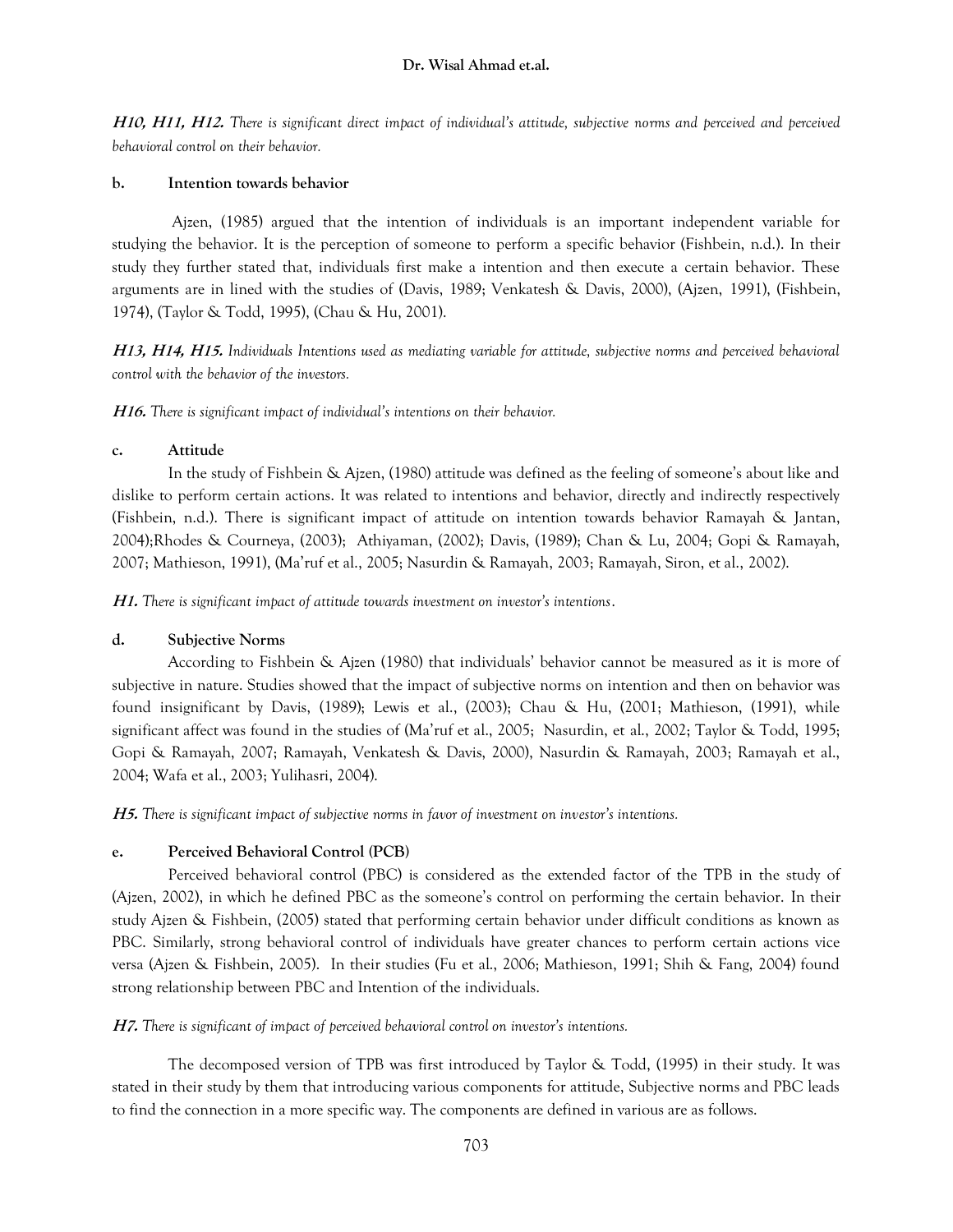***H10, H11, H12.*** *There is significant direct impact of individual's attitude, subjective norms and perceived and perceived behavioral control on their behavior.*

**b. Intention towards behavior**

Ajzen, (1985) argued that the intention of individuals is an important independent variable for studying the behavior. It is the perception of someone to perform a specific behavior (Fishbein, n.d.). In their study they further stated that, individuals first make a intention and then execute a certain behavior. These arguments are in lined with the studies of (Davis, 1989; Venkatesh & Davis, 2000), (Ajzen, 1991), (Fishbein, 1974), (Taylor & Todd, 1995), (Chau & Hu, 2001).

***H13, H14, H15.*** *Individuals Intentions used as mediating variable for attitude, subjective norms and perceived behavioral control with the behavior of the investors.*

***H16.*** *There is significant impact of individual's intentions on their behavior.*

**c. Attitude**

In the study of Fishbein & Ajzen, (1980) attitude was defined as the feeling of someone's about like and dislike to perform certain actions. It was related to intentions and behavior, directly and indirectly respectively (Fishbein, n.d.). There is significant impact of attitude on intention towards behavior Ramayah & Jantan, 2004);Rhodes & Courneya, (2003); Athiyaman, (2002); Davis, (1989); Chan & Lu, 2004; Gopi & Ramayah, 2007; Mathieson, 1991), (Ma'ruf et al., 2005; Nasurdin & Ramayah, 2003; Ramayah, Siron, et al., 2002).

***H1.*** *There is significant impact of attitude towards investment on investor's intentions*.

**d. Subjective Norms**

According to Fishbein & Ajzen (1980) that individuals' behavior cannot be measured as it is more of subjective in nature. Studies showed that the impact of subjective norms on intention and then on behavior was found insignificant by Davis, (1989); Lewis et al., (2003); Chau & Hu, (2001; Mathieson, (1991), while significant affect was found in the studies of (Ma'ruf et al., 2005; Nasurdin, et al., 2002; Taylor & Todd, 1995; Gopi & Ramayah, 2007; Ramayah, Venkatesh & Davis, 2000), Nasurdin & Ramayah, 2003; Ramayah et al., 2004; Wafa et al., 2003; Yulihasri, 2004).

***H5.*** *There is significant impact of subjective norms in favor of investment on investor's intentions.*

**e. Perceived Behavioral Control (PCB)**

Perceived behavioral control (PBC) is considered as the extended factor of the TPB in the study of (Ajzen, 2002), in which he defined PBC as the someone's control on performing the certain behavior. In their study Ajzen & Fishbein, (2005) stated that performing certain behavior under difficult conditions as known as PBC. Similarly, strong behavioral control of individuals have greater chances to perform certain actions vice versa (Ajzen & Fishbein, 2005). In their studies (Fu et al., 2006; Mathieson, 1991; Shih & Fang, 2004) found strong relationship between PBC and Intention of the individuals.

***H7.*** *There is significant of impact of perceived behavioral control on investor's intentions.*

The decomposed version of TPB was first introduced by Taylor & Todd, (1995) in their study. It was stated in their study by them that introducing various components for attitude, Subjective norms and PBC leads to find the connection in a more specific way. The components are defined in various are as follows.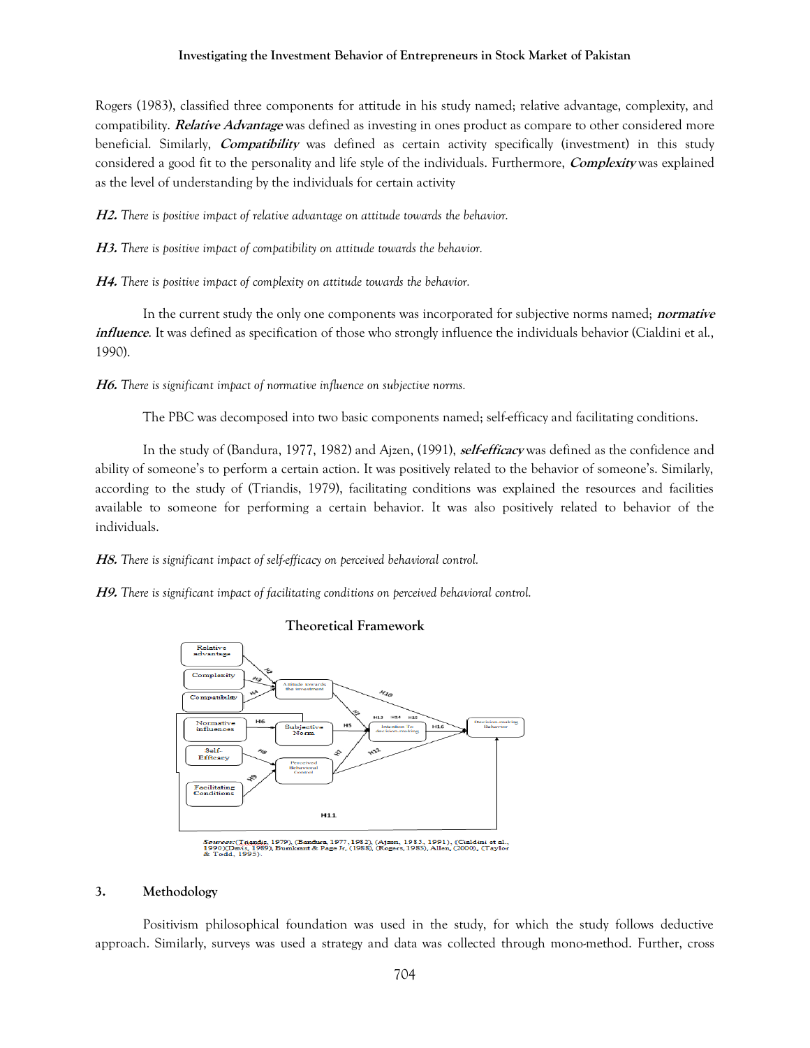Rogers (1983), classified three components for attitude in his study named; relative advantage, complexity, and compatibility. ***Relative Advantage*** was defined as investing in ones product as compare to other considered more beneficial. Similarly, ***Compatibility*** was defined as certain activity specifically (investment) in this study considered a good fit to the personality and life style of the individuals. Furthermore, ***Complexity*** was explained as the level of understanding by the individuals for certain activity

***H2.*** *There is positive impact of relative advantage on attitude towards the behavior.*

***H3.*** *There is positive impact of compatibility on attitude towards the behavior.*

***H4.*** *There is positive impact of complexity on attitude towards the behavior.*

In the current study the only one components was incorporated for subjective norms named; ***normative influence***. It was defined as specification of those who strongly influence the individuals behavior (Cialdini et al., 1990).

***H6.*** *There is significant impact of normative influence on subjective norms.*

The PBC was decomposed into two basic components named; self-efficacy and facilitating conditions.

In the study of (Bandura, 1977, 1982) and Ajzen, (1991), ***self-efficacy*** was defined as the confidence and ability of someone's to perform a certain action. It was positively related to the behavior of someone's. Similarly, according to the study of (Triandis, 1979), facilitating conditions was explained the resources and facilities available to someone for performing a certain behavior. It was also positively related to behavior of the individuals.

***H8.*** *There is significant impact of self-efficacy on perceived behavioral control.*

***H9.*** *There is significant impact of facilitating conditions on perceived behavioral control.*

**Theoretical Framework**

***Sources:*** (Triandis, 1979), (Bandura, 1977, 1982), (Ajzen, 1985, 1991), (Cialdini et al., 1990)(Davis, 1989), Burnkrant & Page Jr, (1988), (Rogers, 1983), Allen, (2000), (Taylor & Todd, 1995).

## 3. Methodology

Positivism philosophical foundation was used in the study, for which the study follows deductive approach. Similarly, surveys was used a strategy and data was collected through mono-method. Further, cross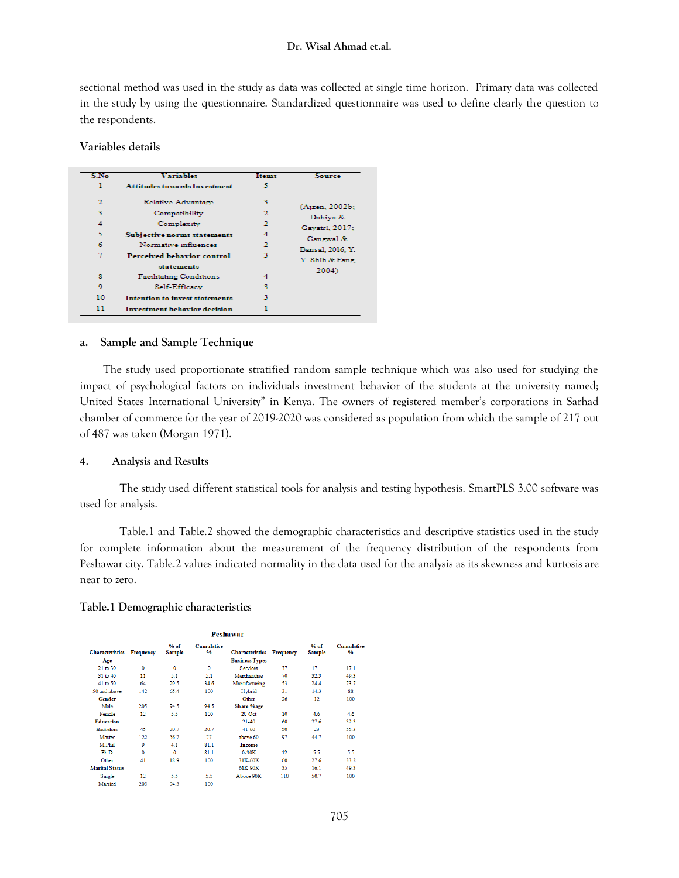sectional method was used in the study as data was collected at single time horizon. Primary data was collected in the study by using the questionnaire. Standardized questionnaire was used to define clearly the question to the respondents.

### Variables details

| S.No | Variables | Items | Source |
|---|---|---|---|
| 1 | **Attitudes towards Investment** | 5 | (Ajzen, 2002b; Dahiya & Gayatri, 2017; Gangwal & Bansal, 2016; Y. Y. Shih & Fang 2004) |
| 2 | Relative Advantage | 3 | |
| 3 | Compatibility | 2 | |
| 4 | Complexity | 2 | |
| 5 | **Subjective norms statements** | 4 | |
| 6 | Normative influences | 2 | |
| 7 | **Perceived behavior control statements** | 3 | |
| 8 | Facilitating Conditions | 4 | |
| 9 | Self-Efficacy | 3 | |
| 10 | **Intention to invest statements** | 3 | |
| 11 | **Investment behavior decision** | 1 | |

### a. Sample and Sample Technique

The study used proportionate stratified random sample technique which was also used for studying the impact of psychological factors on individuals investment behavior of the students at the university named; United States International University" in Kenya. The owners of registered member's corporations in Sarhad chamber of commerce for the year of 2019-2020 was considered as population from which the sample of 217 out of 487 was taken (Morgan 1971).

## 4. Analysis and Results

The study used different statistical tools for analysis and testing hypothesis. SmartPLS 3.00 software was used for analysis.

Table.1 and Table.2 showed the demographic characteristics and descriptive statistics used in the study for complete information about the measurement of the frequency distribution of the respondents from Peshawar city. Table.2 values indicated normality in the data used for the analysis as its skewness and kurtosis are near to zero.

### Table.1 Demographic characteristics

| Peshawar | | | | | | | |
|---|---|---|---|---|---|---|---|
| Characteristics | Frequency | % of Sample | Cumulative % | Characteristics | Frequency | % of Sample | Cumulative % |
| **Age** | | | | **Business Types** | | | |
| 21 to 30 | 0 | 0 | 0 | Services | 37 | 17.1 | 17.1 |
| 31 to 40 | 11 | 5.1 | 5.1 | Merchandise | 70 | 32.3 | 49.3 |
| 41 to 50 | 64 | 29.5 | 34.6 | Manufacturing | 53 | 24.4 | 73.7 |
| 50 and above | 142 | 65.4 | 100 | Hybrid | 31 | 14.3 | 88 |
| **Gender** | | | | Other | 26 | 12 | 100 |
| Male | 205 | 94.5 | 94.5 | **Share %age** | | | |
| Female | 12 | 5.5 | 100 | 20-Oct | 10 | 4.6 | 4.6 |
| **Education** | | | | 21-40 | 60 | 27.6 | 32.3 |
| Bachelors | 45 | 20.7 | 20.7 | 41-60 | 50 | 23 | 55.3 |
| Master | 122 | 56.2 | 77 | above 60 | 97 | 44.7 | 100 |
| M.Phil | 9 | 4.1 | 81.1 | **Income** | | | |
| Ph.D | 0 | 0 | 81.1 | 0-30K | 12 | 5.5 | 5.5 |
| Other | 41 | 18.9 | 100 | 31K-60K | 60 | 27.6 | 33.2 |
| **Marital Status** | | | | 61K-90K | 35 | 16.1 | 49.3 |
| Single | 12 | 5.5 | 5.5 | Above 90K | 110 | 50.7 | 100 |
| Married | 205 | 94.5 | 100 | | | | |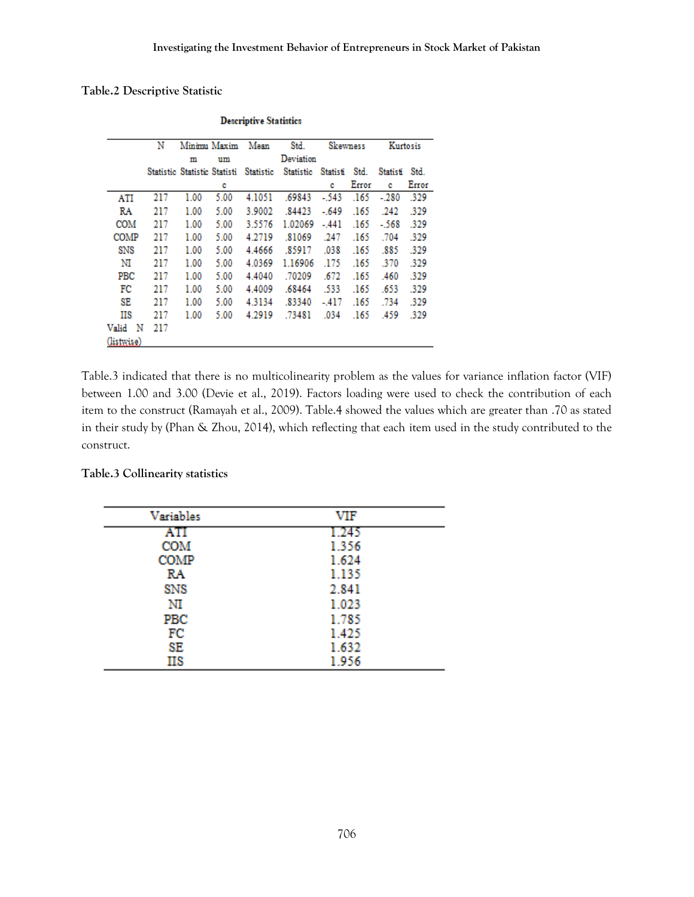**Table.2 Descriptive Statistic**

**Descriptive Statistics**

| | N | Minimum | Maximum | Mean | Std. Deviation | Skewness | | Kurtosis | |
|---|---|---|---|---|---|---|---|---|---|
| | Statistic | Statistic | Statistic | Statistic | Statistic | Statistic | Std. Error | Statistic | Std. Error |
| ATI | 217 | 1.00 | 5.00 | 4.1051 | .69843 | -.543 | .165 | -.280 | .329 |
| RA | 217 | 1.00 | 5.00 | 3.9002 | .84423 | -.649 | .165 | .242 | .329 |
| COM | 217 | 1.00 | 5.00 | 3.5576 | 1.02069 | -.441 | .165 | -.568 | .329 |
| COMP | 217 | 1.00 | 5.00 | 4.2719 | .81069 | .247 | .165 | .704 | .329 |
| SNS | 217 | 1.00 | 5.00 | 4.4666 | .85917 | .038 | .165 | .885 | .329 |
| NI | 217 | 1.00 | 5.00 | 4.0369 | 1.16906 | .175 | .165 | .370 | .329 |
| PBC | 217 | 1.00 | 5.00 | 4.4040 | .70209 | .672 | .165 | .460 | .329 |
| FC | 217 | 1.00 | 5.00 | 4.4009 | .68464 | .533 | .165 | .653 | .329 |
| SE | 217 | 1.00 | 5.00 | 4.3134 | .83340 | -.417 | .165 | .734 | .329 |
| IIS | 217 | 1.00 | 5.00 | 4.2919 | .73481 | .034 | .165 | .459 | .329 |
| Valid N (listwise) | 217 | | | | | | | | |

Table.3 indicated that there is no multicolinearity problem as the values for variance inflation factor (VIF) between 1.00 and 3.00 (Devie et al., 2019). Factors loading were used to check the contribution of each item to the construct (Ramayah et al., 2009). Table.4 showed the values which are greater than .70 as stated in their study by (Phan & Zhou, 2014), which reflecting that each item used in the study contributed to the construct.

**Table.3 Collinearity statistics**

| Variables | VIF |
|---|---|
| ATI | 1.245 |
| COM | 1.356 |
| COMP | 1.624 |
| RA | 1.135 |
| SNS | 2.841 |
| NI | 1.023 |
| PBC | 1.785 |
| FC | 1.425 |
| SE | 1.632 |
| IIS | 1.956 |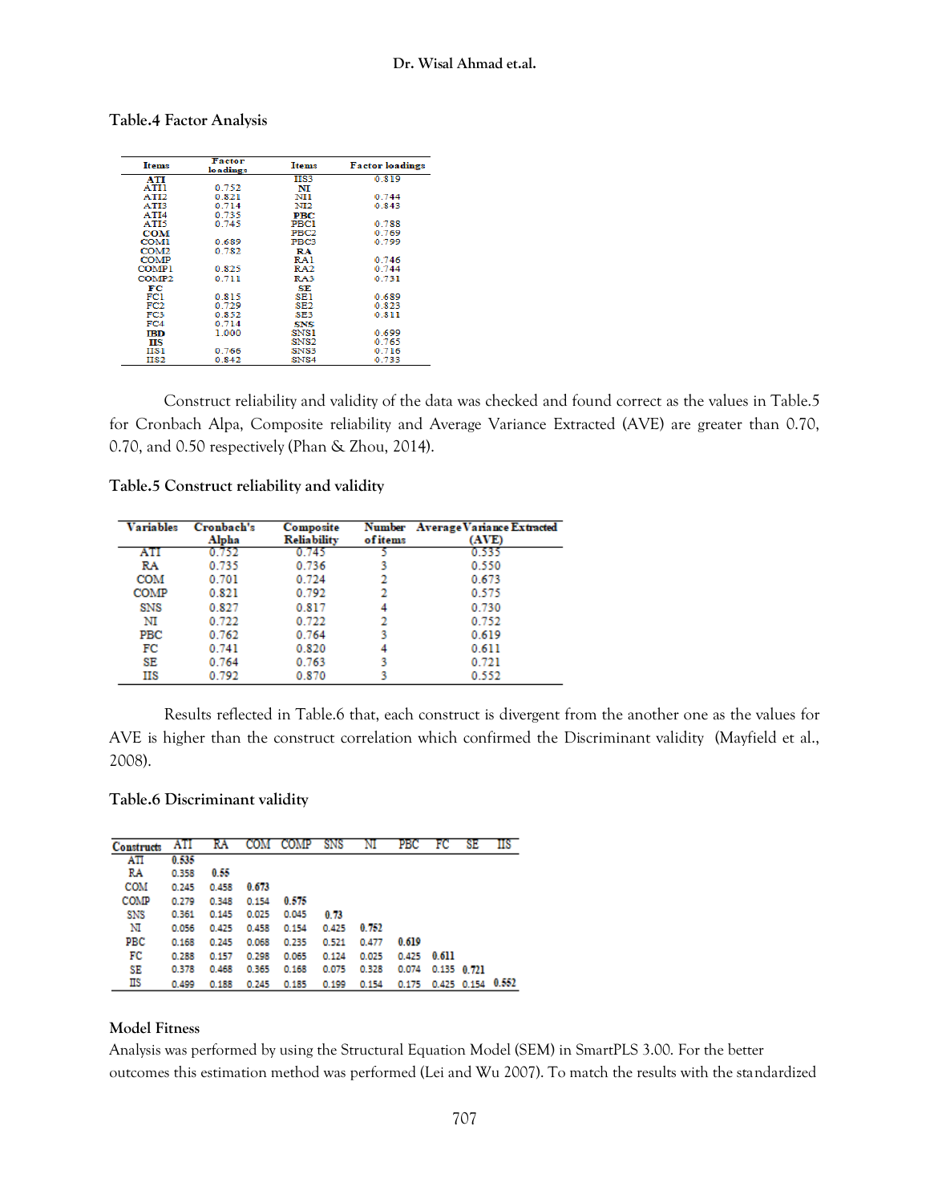**Table.4 Factor Analysis**

| Items | Factor loadings | Items | Factor loadings |
|---|---|---|---|
| **ATI** | | IIS3 | 0.819 |
| ATI1 | 0.752 | **NI** | |
| ATI2 | 0.821 | NI1 | 0.744 |
| ATI3 | 0.714 | NI2 | 0.843 |
| ATI4 | 0.735 | **PBC** | |
| ATI5 | 0.745 | PBC1 | 0.788 |
| **COM** | | PBC2 | 0.769 |
| COM1 | 0.689 | PBC3 | 0.799 |
| COM2 | 0.782 | **RA** | |
| COMP | | RA1 | 0.746 |
| COMP1 | 0.825 | RA2 | 0.744 |
| COMP2 | 0.711 | RA3 | 0.731 |
| **FC** | | **SE** | |
| FC1 | 0.815 | SE1 | 0.689 |
| FC2 | 0.729 | SE2 | 0.823 |
| FC3 | 0.852 | SE3 | 0.811 |
| FC4 | 0.714 | **SNS** | |
| **IBD** | 1.000 | SNS1 | 0.699 |
| **IIS** | | SNS2 | 0.765 |
| IIS1 | 0.766 | SNS3 | 0.716 |
| IIS2 | 0.842 | SNS4 | 0.733 |

Construct reliability and validity of the data was checked and found correct as the values in Table.5 for Cronbach Alpa, Composite reliability and Average Variance Extracted (AVE) are greater than 0.70, 0.70, and 0.50 respectively (Phan & Zhou, 2014).

**Table.5 Construct reliability and validity**

| Variables | Cronbach's Alpha | Composite Reliability | Number of items | Average Variance Extracted (AVE) |
|---|---|---|---|---|
| ATI | 0.752 | 0.745 | 5 | 0.535 |
| RA | 0.735 | 0.736 | 3 | 0.550 |
| COM | 0.701 | 0.724 | 2 | 0.673 |
| COMP | 0.821 | 0.792 | 2 | 0.575 |
| SNS | 0.827 | 0.817 | 4 | 0.730 |
| NI | 0.722 | 0.722 | 2 | 0.752 |
| PBC | 0.762 | 0.764 | 3 | 0.619 |
| FC | 0.741 | 0.820 | 4 | 0.611 |
| SE | 0.764 | 0.763 | 3 | 0.721 |
| IIS | 0.792 | 0.870 | 3 | 0.552 |

Results reflected in Table.6 that, each construct is divergent from the another one as the values for AVE is higher than the construct correlation which confirmed the Discriminant validity (Mayfield et al., 2008).

**Table.6 Discriminant validity**

| Constructs | ATI | RA | COM | COMP | SNS | NI | PBC | FC | SE | IIS |
|---|---|---|---|---|---|---|---|---|---|---|
| ATI | **0.535** | | | | | | | | | |
| RA | 0.358 | **0.55** | | | | | | | | |
| COM | 0.245 | 0.458 | **0.673** | | | | | | | |
| COMP | 0.279 | 0.348 | 0.154 | **0.575** | | | | | | |
| SNS | 0.361 | 0.145 | 0.025 | 0.045 | **0.73** | | | | | |
| NI | 0.056 | 0.425 | 0.458 | 0.154 | 0.425 | **0.752** | | | | |
| PBC | 0.168 | 0.245 | 0.068 | 0.235 | 0.521 | 0.477 | **0.619** | | | |
| FC | 0.288 | 0.157 | 0.298 | 0.065 | 0.124 | 0.025 | 0.425 | **0.611** | | |
| SE | 0.378 | 0.468 | 0.365 | 0.168 | 0.075 | 0.328 | 0.074 | 0.135 | **0.721** | |
| IIS | 0.499 | 0.188 | 0.245 | 0.185 | 0.199 | 0.154 | 0.175 | 0.425 | 0.154 | **0.552** |

**Model Fitness**

Analysis was performed by using the Structural Equation Model (SEM) in SmartPLS 3.00. For the better outcomes this estimation method was performed (Lei and Wu 2007). To match the results with the standardized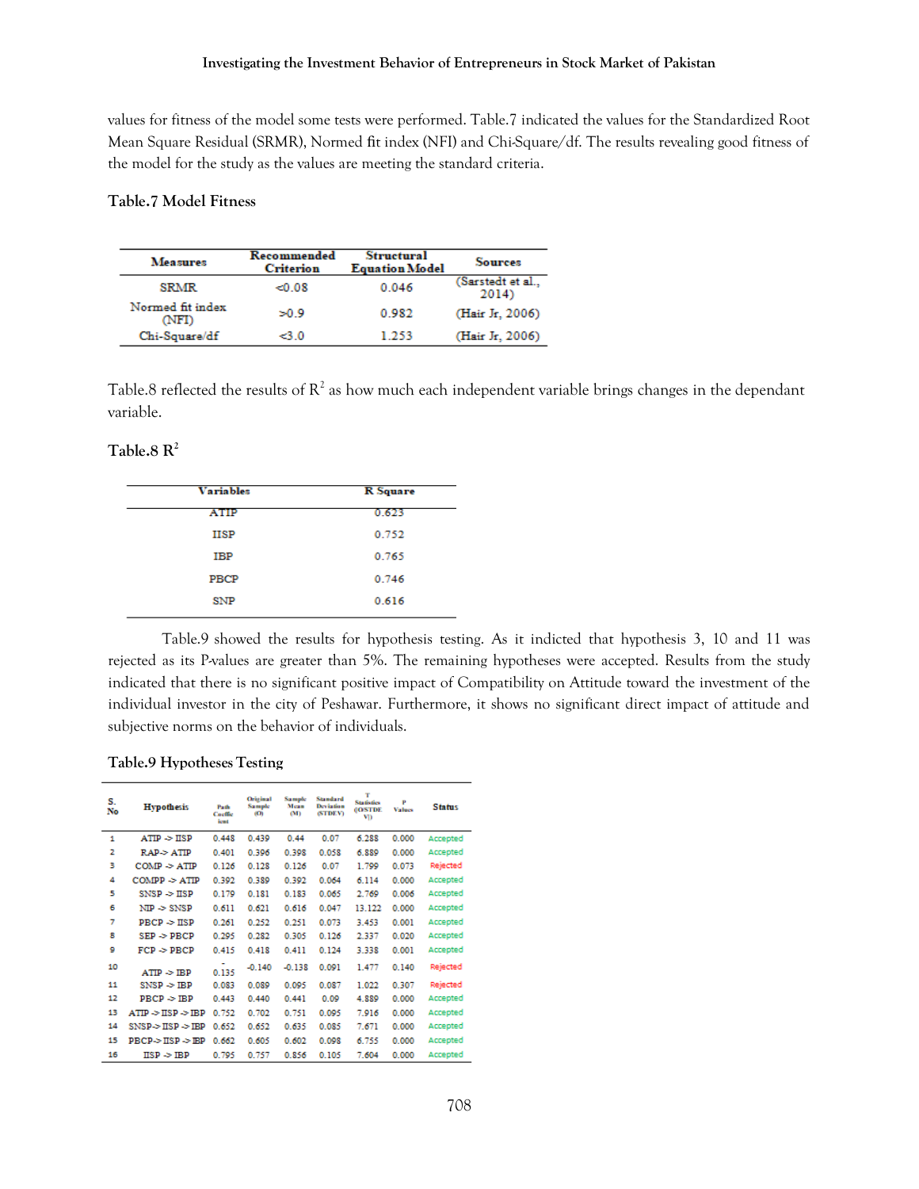values for fitness of the model some tests were performed. Table.7 indicated the values for the Standardized Root Mean Square Residual (SRMR), Normed fit index (NFI) and Chi-Square/df. The results revealing good fitness of the model for the study as the values are meeting the standard criteria.

**Table.7 Model Fitness**

| Measures | Recommended Criterion | Structural Equation Model | Sources |
|---|---|---|---|
| SRMR | <0.08 | 0.046 | (Sarstedt et al., 2014) |
| Normed fit index (NFI) | >0.9 | 0.982 | (Hair Jr, 2006) |
| Chi-Square/df | <3.0 | 1.253 | (Hair Jr, 2006) |

Table.8 reflected the results of $R^2$ as how much each independent variable brings changes in the dependant variable.

**Table.8 $R^2$**

| Variables | R Square |
|---|---|
| ATIP | 0.623 |
| IISP | 0.752 |
| IBP | 0.765 |
| PBCP | 0.746 |
| SNP | 0.616 |

Table.9 showed the results for hypothesis testing. As it indicted that hypothesis 3, 10 and 11 was rejected as its P-values are greater than 5%. The remaining hypotheses were accepted. Results from the study indicated that there is no significant positive impact of Compatibility on Attitude toward the investment of the individual investor in the city of Peshawar. Furthermore, it shows no significant direct impact of attitude and subjective norms on the behavior of individuals.

**Table.9 Hypotheses Testing**

| S. No | Hypothesis | Path Coefficient | Original Sample (O) | Sample Mean (M) | Standard Deviation (STDEV) | T Statistics (\|O/STDEV\|) | P Values | Status |
|---|---|---|---|---|---|---|---|---|
| 1 | ATIP -> IISP | 0.448 | 0.439 | 0.44 | 0.07 | 6.288 | 0.000 | Accepted |
| 2 | RAP-> ATIP | 0.401 | 0.396 | 0.398 | 0.058 | 6.889 | 0.000 | Accepted |
| 3 | COMP -> ATIP | 0.126 | 0.128 | 0.126 | 0.07 | 1.799 | 0.073 | Rejected |
| 4 | COMPP -> ATIP | 0.392 | 0.389 | 0.392 | 0.064 | 6.114 | 0.000 | Accepted |
| 5 | SNSP -> IISP | 0.179 | 0.181 | 0.183 | 0.065 | 2.769 | 0.006 | Accepted |
| 6 | NIP -> SNSP | 0.611 | 0.621 | 0.616 | 0.047 | 13.122 | 0.000 | Accepted |
| 7 | PBCP -> IISP | 0.261 | 0.252 | 0.251 | 0.073 | 3.453 | 0.001 | Accepted |
| 8 | SEP -> PBCP | 0.295 | 0.282 | 0.305 | 0.126 | 2.337 | 0.020 | Accepted |
| 9 | FCP -> PBCP | 0.415 | 0.418 | 0.411 | 0.124 | 3.338 | 0.001 | Accepted |
| 10 | ATIP -> IBP | -0.135 | -0.140 | -0.138 | 0.091 | 1.477 | 0.140 | Rejected |
| 11 | SNSP -> IBP | 0.083 | 0.089 | 0.095 | 0.087 | 1.022 | 0.307 | Rejected |
| 12 | PBCP -> IBP | 0.443 | 0.440 | 0.441 | 0.09 | 4.889 | 0.000 | Accepted |
| 13 | ATIP -> IISP -> IBP | 0.752 | 0.702 | 0.751 | 0.095 | 7.916 | 0.000 | Accepted |
| 14 | SNSP-> IISP -> IBP | 0.652 | 0.652 | 0.635 | 0.085 | 7.671 | 0.000 | Accepted |
| 15 | PBCP-> IISP -> IBP | 0.662 | 0.605 | 0.602 | 0.098 | 6.755 | 0.000 | Accepted |
| 16 | IISP -> IBP | 0.795 | 0.757 | 0.856 | 0.105 | 7.604 | 0.000 | Accepted |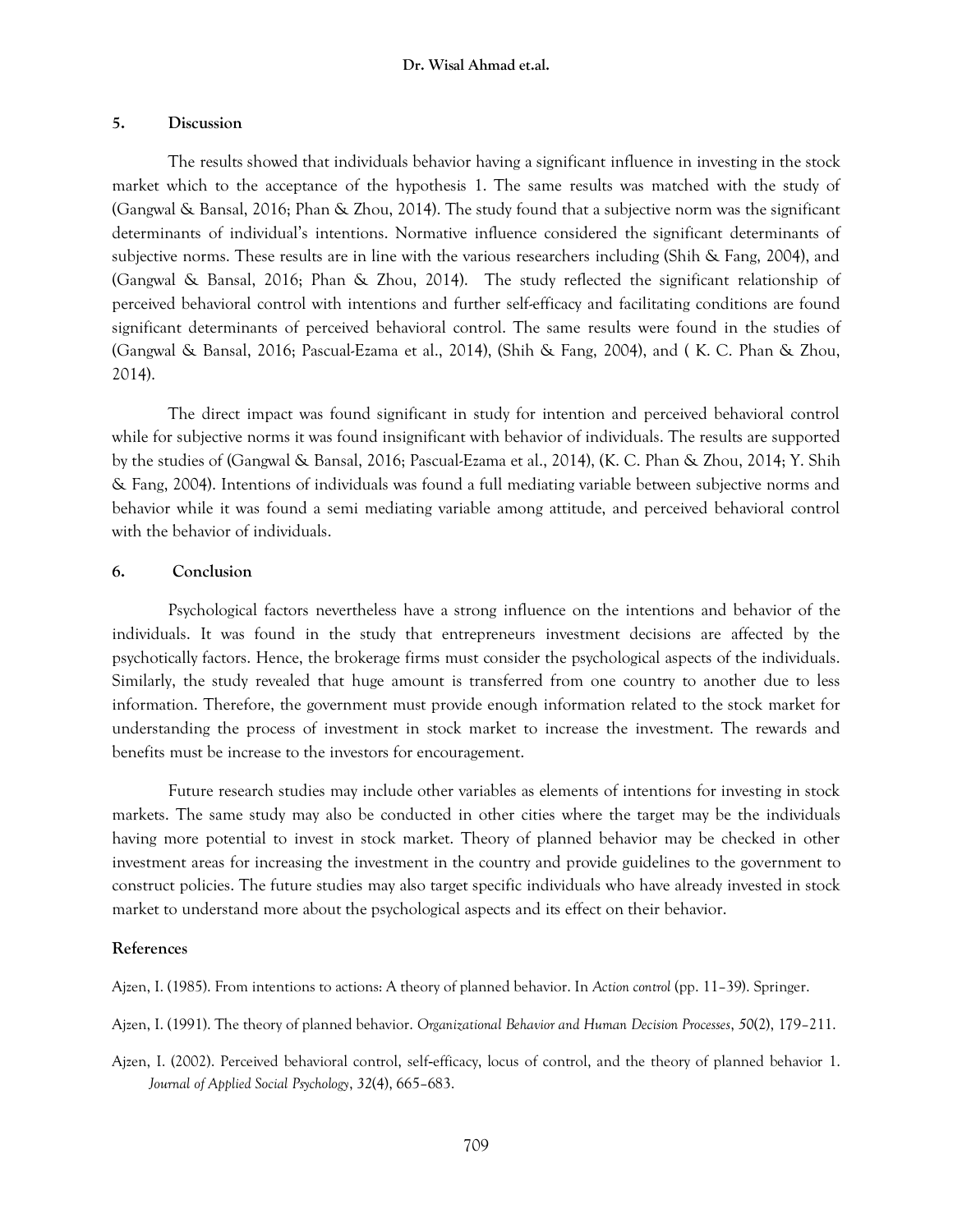## 5. Discussion

The results showed that individuals behavior having a significant influence in investing in the stock market which to the acceptance of the hypothesis 1. The same results was matched with the study of (Gangwal & Bansal, 2016; Phan & Zhou, 2014). The study found that a subjective norm was the significant determinants of individual's intentions. Normative influence considered the significant determinants of subjective norms. These results are in line with the various researchers including (Shih & Fang, 2004), and (Gangwal & Bansal, 2016; Phan & Zhou, 2014). The study reflected the significant relationship of perceived behavioral control with intentions and further self-efficacy and facilitating conditions are found significant determinants of perceived behavioral control. The same results were found in the studies of (Gangwal & Bansal, 2016; Pascual-Ezama et al., 2014), (Shih & Fang, 2004), and ( K. C. Phan & Zhou, 2014).

The direct impact was found significant in study for intention and perceived behavioral control while for subjective norms it was found insignificant with behavior of individuals. The results are supported by the studies of (Gangwal & Bansal, 2016; Pascual-Ezama et al., 2014), (K. C. Phan & Zhou, 2014; Y. Shih & Fang, 2004). Intentions of individuals was found a full mediating variable between subjective norms and behavior while it was found a semi mediating variable among attitude, and perceived behavioral control with the behavior of individuals.

## 6. Conclusion

Psychological factors nevertheless have a strong influence on the intentions and behavior of the individuals. It was found in the study that entrepreneurs investment decisions are affected by the psychotically factors. Hence, the brokerage firms must consider the psychological aspects of the individuals. Similarly, the study revealed that huge amount is transferred from one country to another due to less information. Therefore, the government must provide enough information related to the stock market for understanding the process of investment in stock market to increase the investment. The rewards and benefits must be increase to the investors for encouragement.

Future research studies may include other variables as elements of intentions for investing in stock markets. The same study may also be conducted in other cities where the target may be the individuals having more potential to invest in stock market. Theory of planned behavior may be checked in other investment areas for increasing the investment in the country and provide guidelines to the government to construct policies. The future studies may also target specific individuals who have already invested in stock market to understand more about the psychological aspects and its effect on their behavior.

## References

Ajzen, I. (1985). From intentions to actions: A theory of planned behavior. In *Action control* (pp. 11–39). Springer.

Ajzen, I. (1991). The theory of planned behavior. *Organizational Behavior and Human Decision Processes*, *50*(2), 179–211.

Ajzen, I. (2002). Perceived behavioral control, self-efficacy, locus of control, and the theory of planned behavior 1. *Journal of Applied Social Psychology*, *32*(4), 665–683.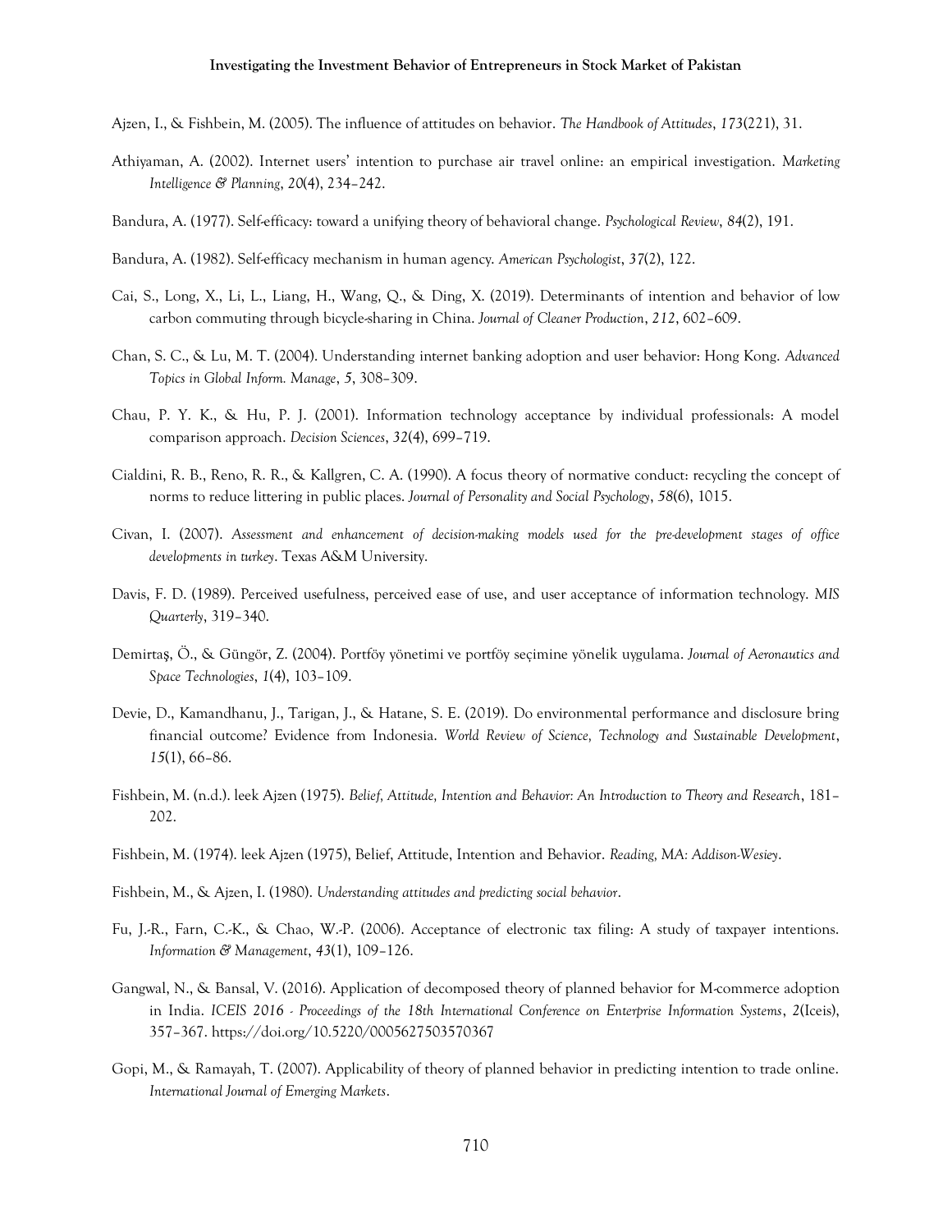Ajzen, I., & Fishbein, M. (2005). The influence of attitudes on behavior. *The Handbook of Attitudes*, *173*(221), 31.

Athiyaman, A. (2002). Internet users' intention to purchase air travel online: an empirical investigation. *Marketing Intelligence & Planning*, *20*(4), 234–242.

Bandura, A. (1977). Self-efficacy: toward a unifying theory of behavioral change. *Psychological Review*, *84*(2), 191.

Bandura, A. (1982). Self-efficacy mechanism in human agency. *American Psychologist*, *37*(2), 122.

Cai, S., Long, X., Li, L., Liang, H., Wang, Q., & Ding, X. (2019). Determinants of intention and behavior of low carbon commuting through bicycle-sharing in China. *Journal of Cleaner Production*, *212*, 602–609.

Chan, S. C., & Lu, M. T. (2004). Understanding internet banking adoption and user behavior: Hong Kong. *Advanced Topics in Global Inform. Manage*, *5*, 308–309.

Chau, P. Y. K., & Hu, P. J. (2001). Information technology acceptance by individual professionals: A model comparison approach. *Decision Sciences*, *32*(4), 699–719.

Cialdini, R. B., Reno, R. R., & Kallgren, C. A. (1990). A focus theory of normative conduct: recycling the concept of norms to reduce littering in public places. *Journal of Personality and Social Psychology*, *58*(6), 1015.

Civan, I. (2007). *Assessment and enhancement of decision-making models used for the pre-development stages of office developments in turkey*. Texas A&M University.

Davis, F. D. (1989). Perceived usefulness, perceived ease of use, and user acceptance of information technology. *MIS Quarterly*, 319–340.

Demirtaş, Ö., & Güngör, Z. (2004). Portföy yönetimi ve portföy seçimine yönelik uygulama. *Journal of Aeronautics and Space Technologies*, *1*(4), 103–109.

Devie, D., Kamandhanu, J., Tarigan, J., & Hatane, S. E. (2019). Do environmental performance and disclosure bring financial outcome? Evidence from Indonesia. *World Review of Science, Technology and Sustainable Development*, *15*(1), 66–86.

Fishbein, M. (n.d.). Ieek Ajzen (1975). *Belief, Attitude, Intention and Behavior: An Introduction to Theory and Research*, 181–202.

Fishbein, M. (1974). Ieek Ajzen (1975), Belief, Attitude, Intention and Behavior. *Reading, MA: Addison-Wesiey*.

Fishbein, M., & Ajzen, I. (1980). *Understanding attitudes and predicting social behavior*.

Fu, J.-R., Farn, C.-K., & Chao, W.-P. (2006). Acceptance of electronic tax filing: A study of taxpayer intentions. *Information & Management*, *43*(1), 109–126.

Gangwal, N., & Bansal, V. (2016). Application of decomposed theory of planned behavior for M-commerce adoption in India. *ICEIS 2016 - Proceedings of the 18th International Conference on Enterprise Information Systems*, *2*(Iceis), 357–367. https://doi.org/10.5220/0005627503570367

Gopi, M., & Ramayah, T. (2007). Applicability of theory of planned behavior in predicting intention to trade online. *International Journal of Emerging Markets*.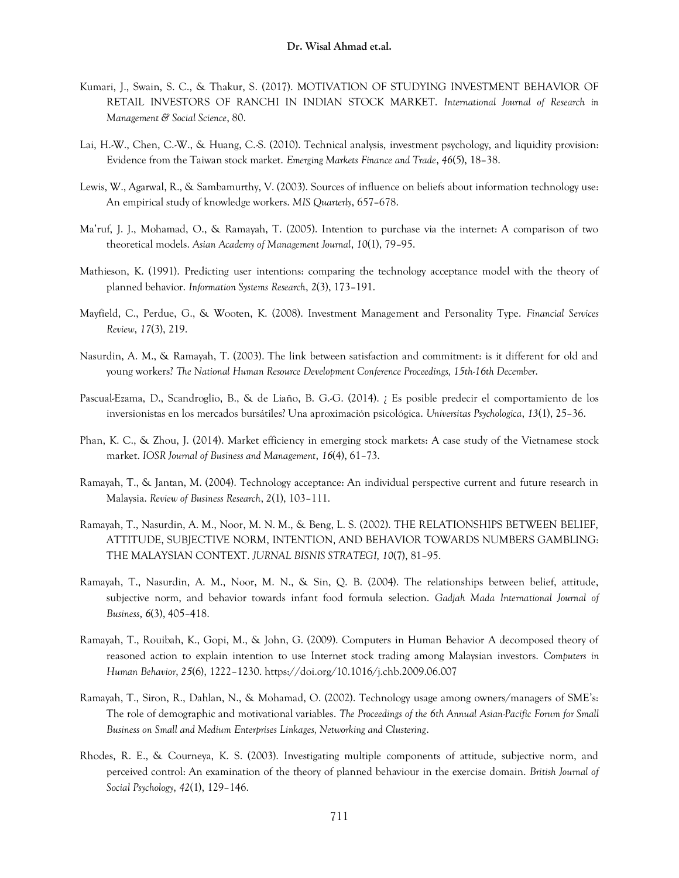Kumari, J., Swain, S. C., & Thakur, S. (2017). MOTIVATION OF STUDYING INVESTMENT BEHAVIOR OF RETAIL INVESTORS OF RANCHI IN INDIAN STOCK MARKET. *International Journal of Research in Management & Social Science*, 80.

Lai, H.-W., Chen, C.-W., & Huang, C.-S. (2010). Technical analysis, investment psychology, and liquidity provision: Evidence from the Taiwan stock market. *Emerging Markets Finance and Trade*, *46*(5), 18–38.

Lewis, W., Agarwal, R., & Sambamurthy, V. (2003). Sources of influence on beliefs about information technology use: An empirical study of knowledge workers. *MIS Quarterly*, 657–678.

Ma'ruf, J. J., Mohamad, O., & Ramayah, T. (2005). Intention to purchase via the internet: A comparison of two theoretical models. *Asian Academy of Management Journal*, *10*(1), 79–95.

Mathieson, K. (1991). Predicting user intentions: comparing the technology acceptance model with the theory of planned behavior. *Information Systems Research*, *2*(3), 173–191.

Mayfield, C., Perdue, G., & Wooten, K. (2008). Investment Management and Personality Type. *Financial Services Review*, *17*(3), 219.

Nasurdin, A. M., & Ramayah, T. (2003). The link between satisfaction and commitment: is it different for old and young workers? *The National Human Resource Development Conference Proceedings, 15th-16th December*.

Pascual-Ezama, D., Scandroglio, B., & de Liaño, B. G.-G. (2014). ¿ Es posible predecir el comportamiento de los inversionistas en los mercados bursátiles? Una aproximación psicológica. *Universitas Psychologica*, *13*(1), 25–36.

Phan, K. C., & Zhou, J. (2014). Market efficiency in emerging stock markets: A case study of the Vietnamese stock market. *IOSR Journal of Business and Management*, *16*(4), 61–73.

Ramayah, T., & Jantan, M. (2004). Technology acceptance: An individual perspective current and future research in Malaysia. *Review of Business Research*, *2*(1), 103–111.

Ramayah, T., Nasurdin, A. M., Noor, M. N. M., & Beng, L. S. (2002). THE RELATIONSHIPS BETWEEN BELIEF, ATTITUDE, SUBJECTIVE NORM, INTENTION, AND BEHAVIOR TOWARDS NUMBERS GAMBLING: THE MALAYSIAN CONTEXT. *JURNAL BISNIS STRATEGI*, *10*(7), 81–95.

Ramayah, T., Nasurdin, A. M., Noor, M. N., & Sin, Q. B. (2004). The relationships between belief, attitude, subjective norm, and behavior towards infant food formula selection. *Gadjah Mada International Journal of Business*, *6*(3), 405–418.

Ramayah, T., Rouibah, K., Gopi, M., & John, G. (2009). Computers in Human Behavior A decomposed theory of reasoned action to explain intention to use Internet stock trading among Malaysian investors. *Computers in Human Behavior*, *25*(6), 1222–1230. https://doi.org/10.1016/j.chb.2009.06.007

Ramayah, T., Siron, R., Dahlan, N., & Mohamad, O. (2002). Technology usage among owners/managers of SME's: The role of demographic and motivational variables. *The Proceedings of the 6th Annual Asian-Pacific Forum for Small Business on Small and Medium Enterprises Linkages, Networking and Clustering*.

Rhodes, R. E., & Courneya, K. S. (2003). Investigating multiple components of attitude, subjective norm, and perceived control: An examination of the theory of planned behaviour in the exercise domain. *British Journal of Social Psychology*, *42*(1), 129–146.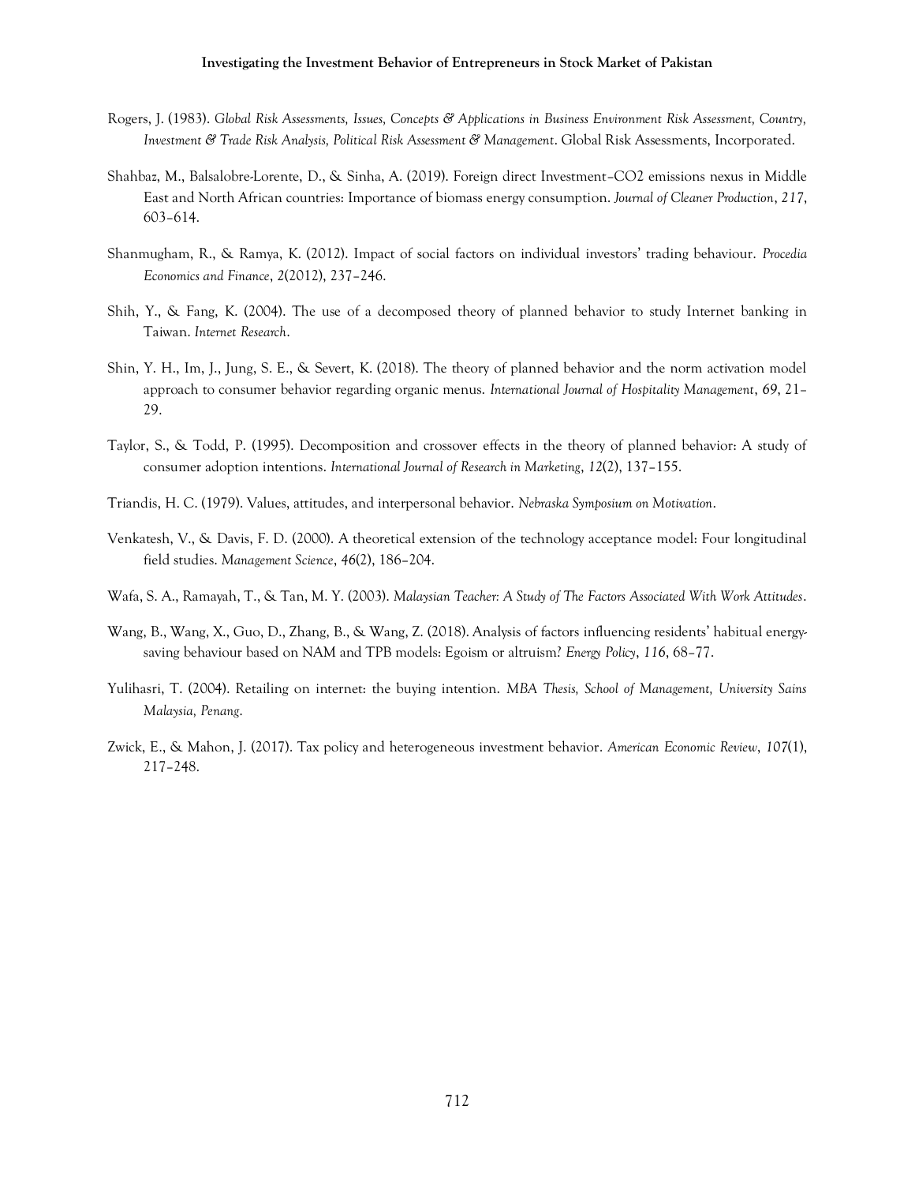Rogers, J. (1983). *Global Risk Assessments, Issues, Concepts & Applications in Business Environment Risk Assessment, Country, Investment & Trade Risk Analysis, Political Risk Assessment & Management*. Global Risk Assessments, Incorporated.

Shahbaz, M., Balsalobre-Lorente, D., & Sinha, A. (2019). Foreign direct Investment–CO2 emissions nexus in Middle East and North African countries: Importance of biomass energy consumption. *Journal of Cleaner Production*, *217*, 603–614.

Shanmugham, R., & Ramya, K. (2012). Impact of social factors on individual investors' trading behaviour. *Procedia Economics and Finance*, *2*(2012), 237–246.

Shih, Y., & Fang, K. (2004). The use of a decomposed theory of planned behavior to study Internet banking in Taiwan. *Internet Research*.

Shin, Y. H., Im, J., Jung, S. E., & Severt, K. (2018). The theory of planned behavior and the norm activation model approach to consumer behavior regarding organic menus. *International Journal of Hospitality Management*, *69*, 21–29.

Taylor, S., & Todd, P. (1995). Decomposition and crossover effects in the theory of planned behavior: A study of consumer adoption intentions. *International Journal of Research in Marketing*, *12*(2), 137–155.

Triandis, H. C. (1979). Values, attitudes, and interpersonal behavior. *Nebraska Symposium on Motivation*.

Venkatesh, V., & Davis, F. D. (2000). A theoretical extension of the technology acceptance model: Four longitudinal field studies. *Management Science*, *46*(2), 186–204.

Wafa, S. A., Ramayah, T., & Tan, M. Y. (2003). *Malaysian Teacher: A Study of The Factors Associated With Work Attitudes*.

Wang, B., Wang, X., Guo, D., Zhang, B., & Wang, Z. (2018). Analysis of factors influencing residents' habitual energy-saving behaviour based on NAM and TPB models: Egoism or altruism? *Energy Policy*, *116*, 68–77.

Yulihasri, T. (2004). Retailing on internet: the buying intention. *MBA Thesis, School of Management, University Sains Malaysia, Penang*.

Zwick, E., & Mahon, J. (2017). Tax policy and heterogeneous investment behavior. *American Economic Review*, *107*(1), 217–248.